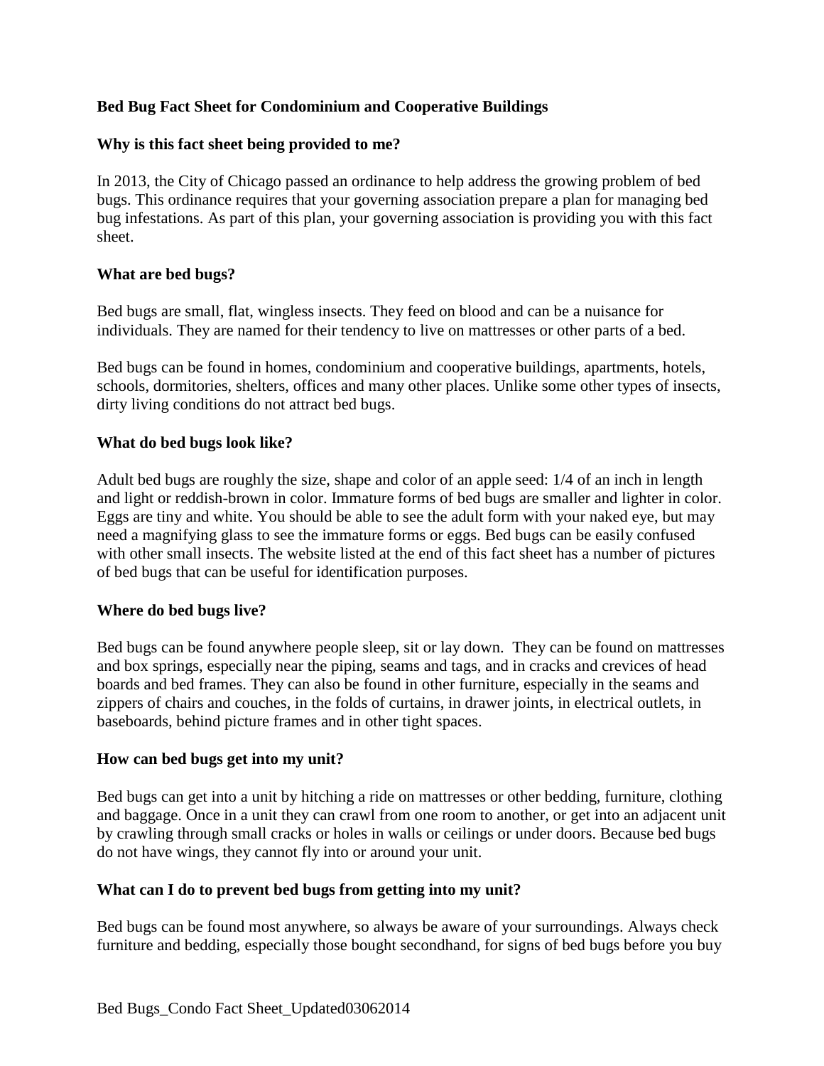# Bed Bug Fact Sheet for Condominium and Cooperative Buildings

## Why is this fact sheet being provided to me?

In 2013, the City of Chicago passed an ordinance to help address the growing problem of bed bugs. This ordinance requires that your governing association prepare a plan for managing bed bug infestations. As part of this plan, your governing association is providing you with this fact sheet.

## What are bed bugs?

Bed bugs are small, flat, wingless insects. They feed on blood and can be a nuisance for individuals. They are named for their tendency to live on mattresses or other parts of a bed.

Bed bugs can be found in homes, condominium and cooperative buildings, apartments, hotels, schools, dormitories, shelters, offices and many other places. Unlike some other types of insects, dirty living conditions do not attract bed bugs.

## What do bed bugs look like?

Adult bed bugs are roughly the size, shape and color of an apple seed: 1/4 of an inch in length and light or reddish-brown in color. Immature forms of bed bugs are smaller and lighter in color. Eggs are tiny and white. You should be able to see the adult form with your naked eye, but may need a magnifying glass to see the immature forms or eggs. Bed bugs can be easily confused with other small insects. The website listed at the end of this fact sheet has a number of pictures of bed bugs that can be useful for identification purposes.

## Where do bed bugs live?

Bed bugs can be found anywhere people sleep, sit or lay down. They can be found on mattresses and box springs, especially near the piping, seams and tags, and in cracks and crevices of head boards and bed frames. They can also be found in other furniture, especially in the seams and zippers of chairs and couches, in the folds of curtains, in drawer joints, in electrical outlets, in baseboards, behind picture frames and in other tight spaces.

## How can bed bugs get into my unit?

Bed bugs can get into a unit by hitching a ride on mattresses or other bedding, furniture, clothing and baggage. Once in a unit they can crawl from one room to another, or get into an adjacent unit by crawling through small cracks or holes in walls or ceilings or under doors. Because bed bugs do not have wings, they cannot fly into or around your unit.

## What can I do to prevent bed bugs from getting into my unit?

Bed bugs can be found most anywhere, so always be aware of your surroundings. Always check furniture and bedding, especially those bought secondhand, for signs of bed bugs before you buy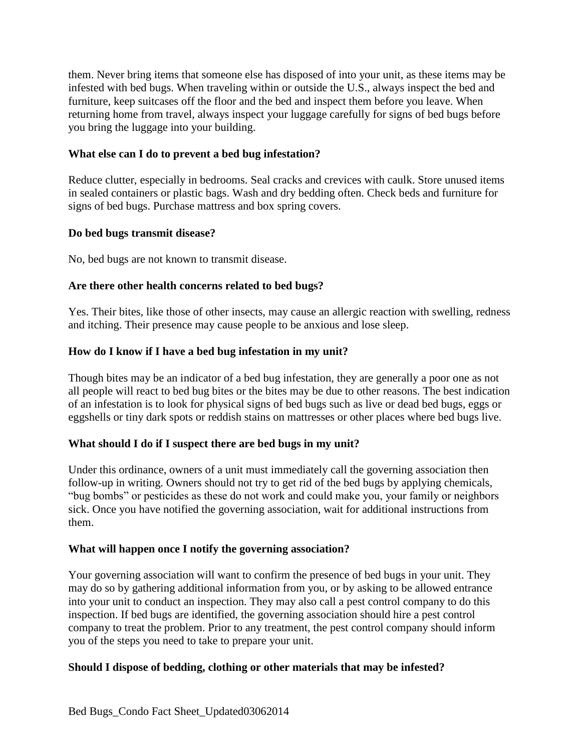them. Never bring items that someone else has disposed of into your unit, as these items may be infested with bed bugs. When traveling within or outside the U.S., always inspect the bed and furniture, keep suitcases off the floor and the bed and inspect them before you leave. When returning home from travel, always inspect your luggage carefully for signs of bed bugs before you bring the luggage into your building.

**What else can I do to prevent a bed bug infestation?**

Reduce clutter, especially in bedrooms. Seal cracks and crevices with caulk. Store unused items in sealed containers or plastic bags. Wash and dry bedding often. Check beds and furniture for signs of bed bugs. Purchase mattress and box spring covers.

**Do bed bugs transmit disease?**

No, bed bugs are not known to transmit disease.

**Are there other health concerns related to bed bugs?**

Yes. Their bites, like those of other insects, may cause an allergic reaction with swelling, redness and itching. Their presence may cause people to be anxious and lose sleep.

**How do I know if I have a bed bug infestation in my unit?**

Though bites may be an indicator of a bed bug infestation, they are generally a poor one as not all people will react to bed bug bites or the bites may be due to other reasons. The best indication of an infestation is to look for physical signs of bed bugs such as live or dead bed bugs, eggs or eggshells or tiny dark spots or reddish stains on mattresses or other places where bed bugs live.

**What should I do if I suspect there are bed bugs in my unit?**

Under this ordinance, owners of a unit must immediately call the governing association then follow-up in writing. Owners should not try to get rid of the bed bugs by applying chemicals, "bug bombs" or pesticides as these do not work and could make you, your family or neighbors sick. Once you have notified the governing association, wait for additional instructions from them.

**What will happen once I notify the governing association?**

Your governing association will want to confirm the presence of bed bugs in your unit. They may do so by gathering additional information from you, or by asking to be allowed entrance into your unit to conduct an inspection. They may also call a pest control company to do this inspection. If bed bugs are identified, the governing association should hire a pest control company to treat the problem. Prior to any treatment, the pest control company should inform you of the steps you need to take to prepare your unit.

**Should I dispose of bedding, clothing or other materials that may be infested?**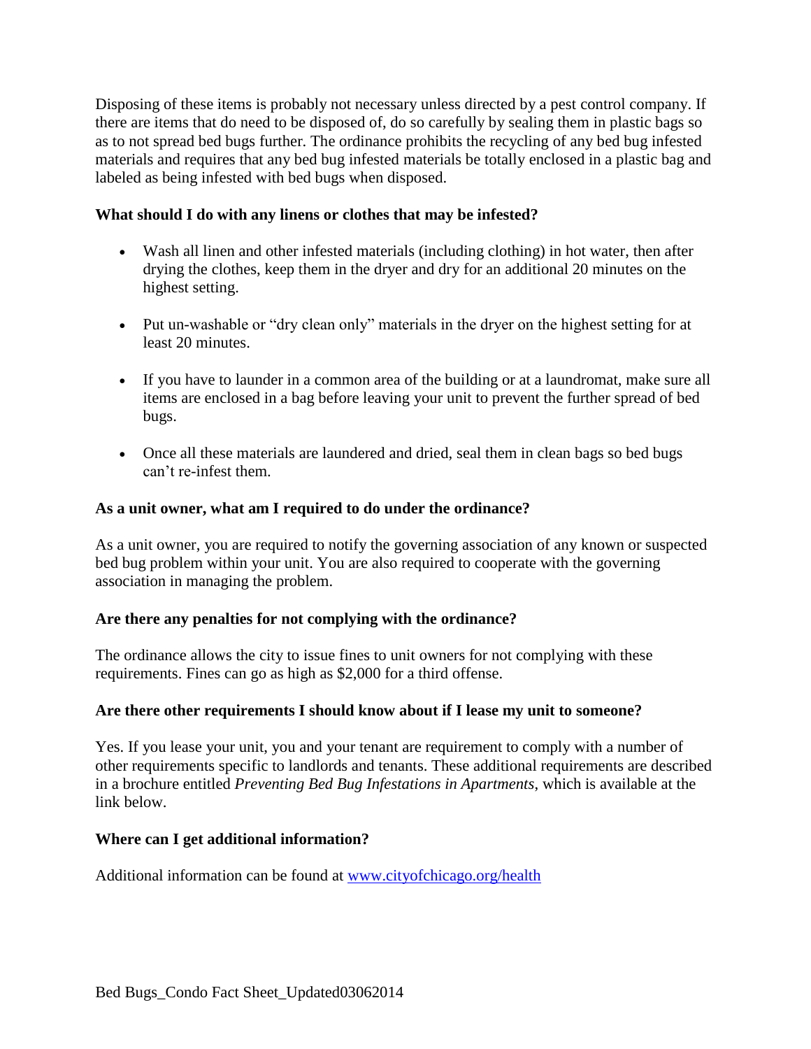Disposing of these items is probably not necessary unless directed by a pest control company. If there are items that do need to be disposed of, do so carefully by sealing them in plastic bags so as to not spread bed bugs further. The ordinance prohibits the recycling of any bed bug infested materials and requires that any bed bug infested materials be totally enclosed in a plastic bag and labeled as being infested with bed bugs when disposed.

**What should I do with any linens or clothes that may be infested?**

- Wash all linen and other infested materials (including clothing) in hot water, then after drying the clothes, keep them in the dryer and dry for an additional 20 minutes on the highest setting.

- Put un-washable or "dry clean only" materials in the dryer on the highest setting for at least 20 minutes.

- If you have to launder in a common area of the building or at a laundromat, make sure all items are enclosed in a bag before leaving your unit to prevent the further spread of bed bugs.

- Once all these materials are laundered and dried, seal them in clean bags so bed bugs can't re-infest them.

**As a unit owner, what am I required to do under the ordinance?**

As a unit owner, you are required to notify the governing association of any known or suspected bed bug problem within your unit. You are also required to cooperate with the governing association in managing the problem.

**Are there any penalties for not complying with the ordinance?**

The ordinance allows the city to issue fines to unit owners for not complying with these requirements. Fines can go as high as $2,000 for a third offense.

**Are there other requirements I should know about if I lease my unit to someone?**

Yes. If you lease your unit, you and your tenant are requirement to comply with a number of other requirements specific to landlords and tenants. These additional requirements are described in a brochure entitled *Preventing Bed Bug Infestations in Apartments*, which is available at the link below.

**Where can I get additional information?**

Additional information can be found at [www.cityofchicago.org/health](http://www.cityofchicago.org/health)

Bed Bugs_Condo Fact Sheet_Updated03062014